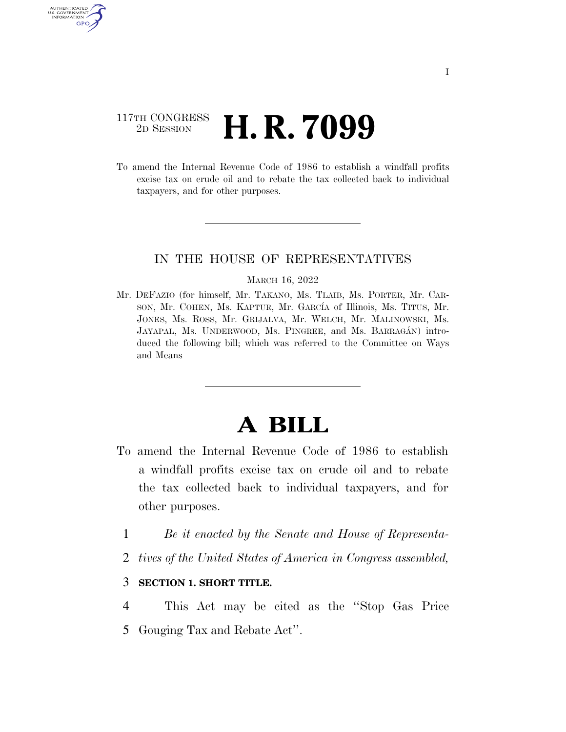117TH CONGRESS
2D SESSION

# H. R. 7099

To amend the Internal Revenue Code of 1986 to establish a windfall profits excise tax on crude oil and to rebate the tax collected back to individual taxpayers, and for other purposes.

---

IN THE HOUSE OF REPRESENTATIVES

MARCH 16, 2022

Mr. DEFAZIO (for himself, Mr. TAKANO, Ms. TLAIB, Ms. PORTER, Mr. CARSON, Mr. COHEN, Ms. KAPTUR, Mr. GARCÍA of Illinois, Ms. TITUS, Mr. JONES, Ms. ROSS, Mr. GRIJALVA, Mr. WELCH, Mr. MALINOWSKI, Ms. JAYAPAL, Ms. UNDERWOOD, Ms. PINGREE, and Ms. BARRAGÁN) introduced the following bill; which was referred to the Committee on Ways and Means

---

# A BILL

To amend the Internal Revenue Code of 1986 to establish a windfall profits excise tax on crude oil and to rebate the tax collected back to individual taxpayers, and for other purposes.

1 *Be it enacted by the Senate and House of Representa-*
2 *tives of the United States of America in Congress assembled,*

3 **SECTION 1. SHORT TITLE.**

4 This Act may be cited as the "Stop Gas Price
5 Gouging Tax and Rebate Act".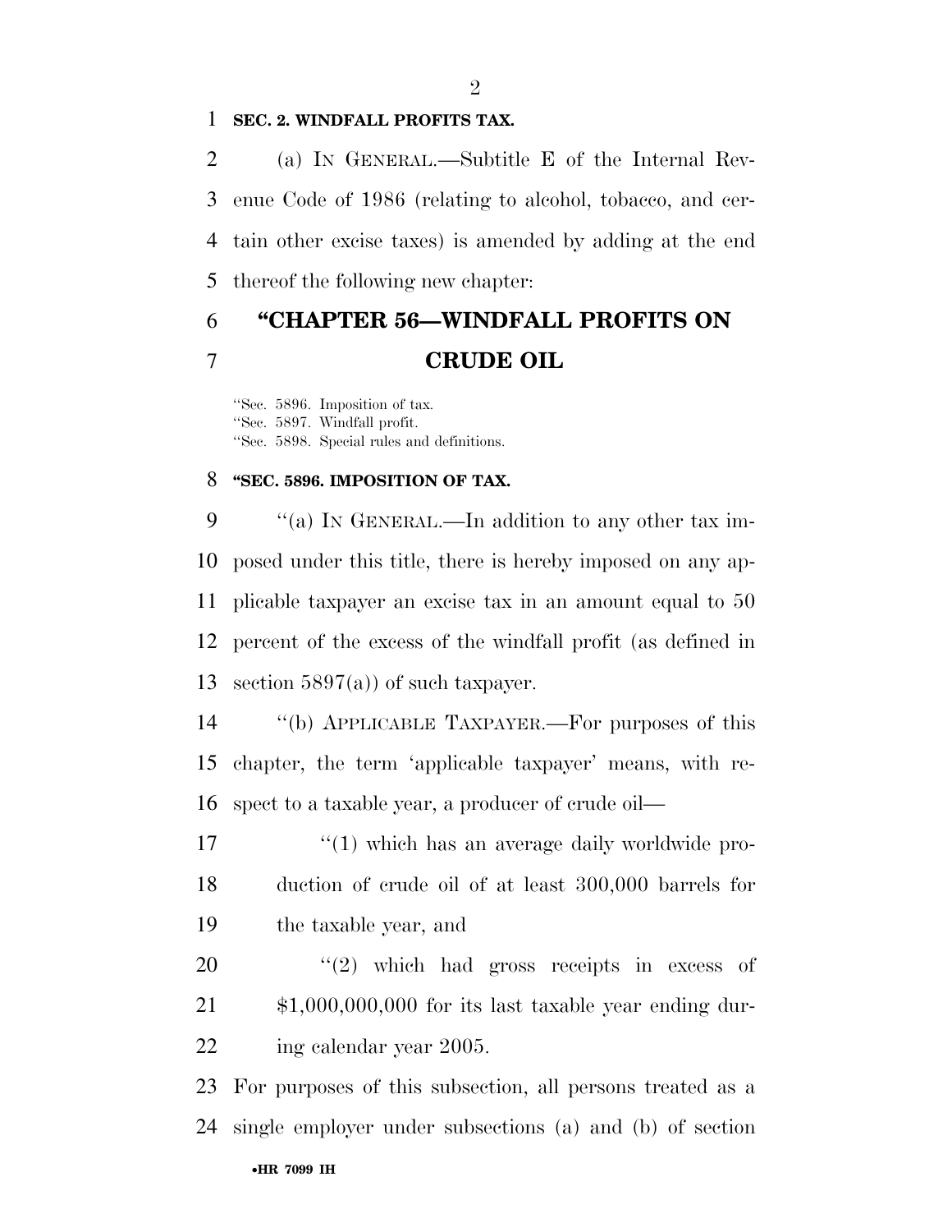**SEC. 2. WINDFALL PROFITS TAX.**

(a) IN GENERAL.—Subtitle E of the Internal Revenue Code of 1986 (relating to alcohol, tobacco, and certain other excise taxes) is amended by adding at the end thereof the following new chapter:

## "CHAPTER 56—WINDFALL PROFITS ON CRUDE OIL

"Sec. 5896. Imposition of tax.
"Sec. 5897. Windfall profit.
"Sec. 5898. Special rules and definitions.

**"SEC. 5896. IMPOSITION OF TAX.**

"(a) IN GENERAL.—In addition to any other tax imposed under this title, there is hereby imposed on any applicable taxpayer an excise tax in an amount equal to 50 percent of the excess of the windfall profit (as defined in section 5897(a)) of such taxpayer.

"(b) APPLICABLE TAXPAYER.—For purposes of this chapter, the term 'applicable taxpayer' means, with respect to a taxable year, a producer of crude oil—

"(1) which has an average daily worldwide production of crude oil of at least 300,000 barrels for the taxable year, and

"(2) which had gross receipts in excess of $1,000,000,000 for its last taxable year ending during calendar year 2005.

For purposes of this subsection, all persons treated as a single employer under subsections (a) and (b) of section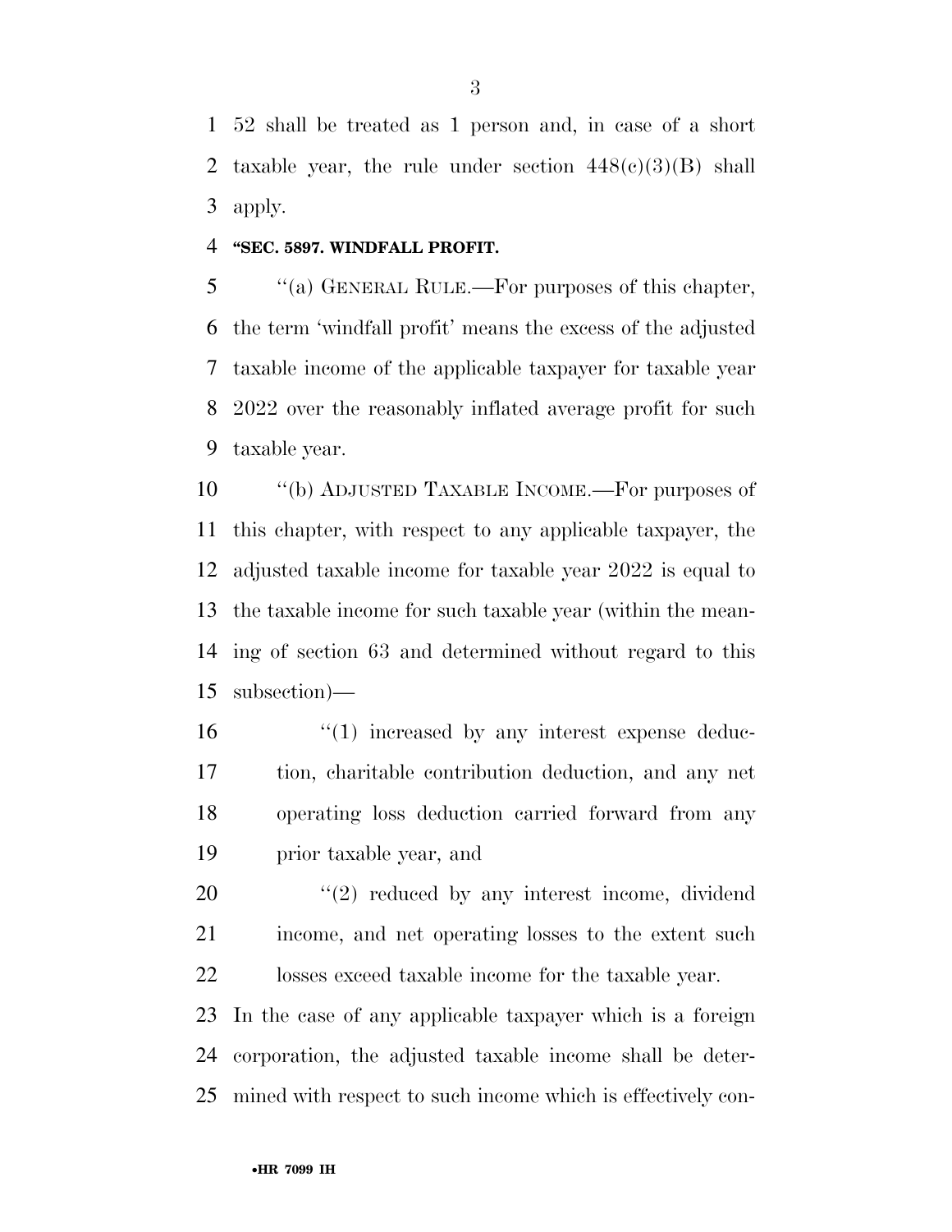52 shall be treated as 1 person and, in case of a short taxable year, the rule under section 448(c)(3)(B) shall apply.

**"SEC. 5897. WINDFALL PROFIT.**

"(a) GENERAL RULE.—For purposes of this chapter, the term 'windfall profit' means the excess of the adjusted taxable income of the applicable taxpayer for taxable year 2022 over the reasonably inflated average profit for such taxable year.

"(b) ADJUSTED TAXABLE INCOME.—For purposes of this chapter, with respect to any applicable taxpayer, the adjusted taxable income for taxable year 2022 is equal to the taxable income for such taxable year (within the meaning of section 63 and determined without regard to this subsection)—

"(1) increased by any interest expense deduction, charitable contribution deduction, and any net operating loss deduction carried forward from any prior taxable year, and

"(2) reduced by any interest income, dividend income, and net operating losses to the extent such losses exceed taxable income for the taxable year.

In the case of any applicable taxpayer which is a foreign corporation, the adjusted taxable income shall be determined with respect to such income which is effectively con-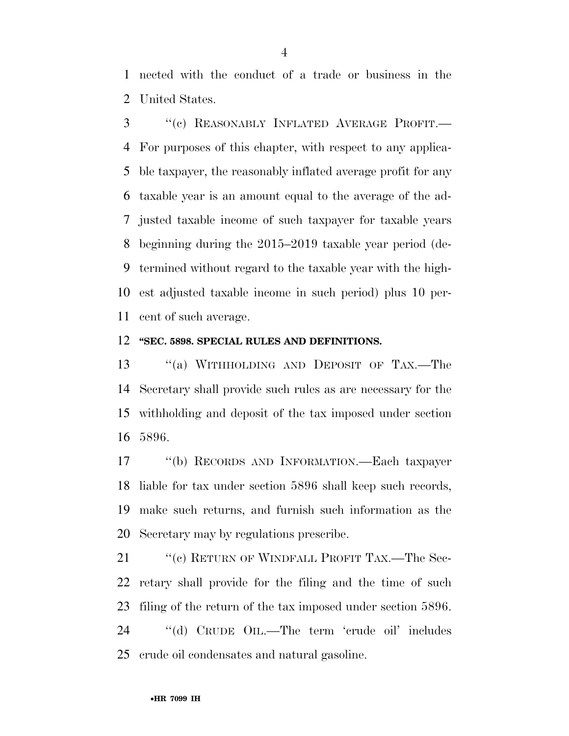nected with the conduct of a trade or business in the United States.

"(c) REASONABLY INFLATED AVERAGE PROFIT.—For purposes of this chapter, with respect to any applicable taxpayer, the reasonably inflated average profit for any taxable year is an amount equal to the average of the adjusted taxable income of such taxpayer for taxable years beginning during the 2015–2019 taxable year period (determined without regard to the taxable year with the highest adjusted taxable income in such period) plus 10 percent of such average.

**"SEC. 5898. SPECIAL RULES AND DEFINITIONS.**

"(a) WITHHOLDING AND DEPOSIT OF TAX.—The Secretary shall provide such rules as are necessary for the withholding and deposit of the tax imposed under section 5896.

"(b) RECORDS AND INFORMATION.—Each taxpayer liable for tax under section 5896 shall keep such records, make such returns, and furnish such information as the Secretary may by regulations prescribe.

"(c) RETURN OF WINDFALL PROFIT TAX.—The Secretary shall provide for the filing and the time of such filing of the return of the tax imposed under section 5896.

"(d) CRUDE OIL.—The term 'crude oil' includes crude oil condensates and natural gasoline.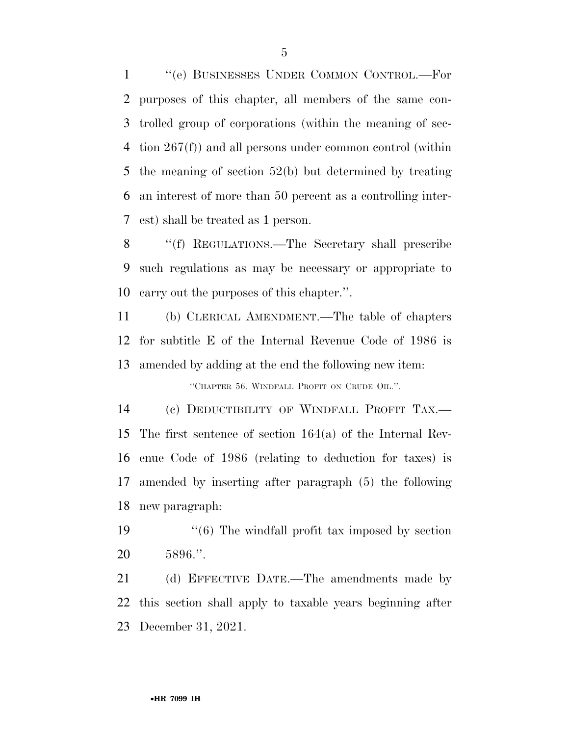"(e) BUSINESSES UNDER COMMON CONTROL.—For purposes of this chapter, all members of the same controlled group of corporations (within the meaning of section 267(f)) and all persons under common control (within the meaning of section 52(b) but determined by treating an interest of more than 50 percent as a controlling interest) shall be treated as 1 person.

"(f) REGULATIONS.—The Secretary shall prescribe such regulations as may be necessary or appropriate to carry out the purposes of this chapter.".

(b) CLERICAL AMENDMENT.—The table of chapters for subtitle E of the Internal Revenue Code of 1986 is amended by adding at the end the following new item:

"CHAPTER 56. WINDFALL PROFIT ON CRUDE OIL.".

(c) DEDUCTIBILITY OF WINDFALL PROFIT TAX.—The first sentence of section 164(a) of the Internal Revenue Code of 1986 (relating to deduction for taxes) is amended by inserting after paragraph (5) the following new paragraph:

"(6) The windfall profit tax imposed by section 5896.".

(d) EFFECTIVE DATE.—The amendments made by this section shall apply to taxable years beginning after December 31, 2021.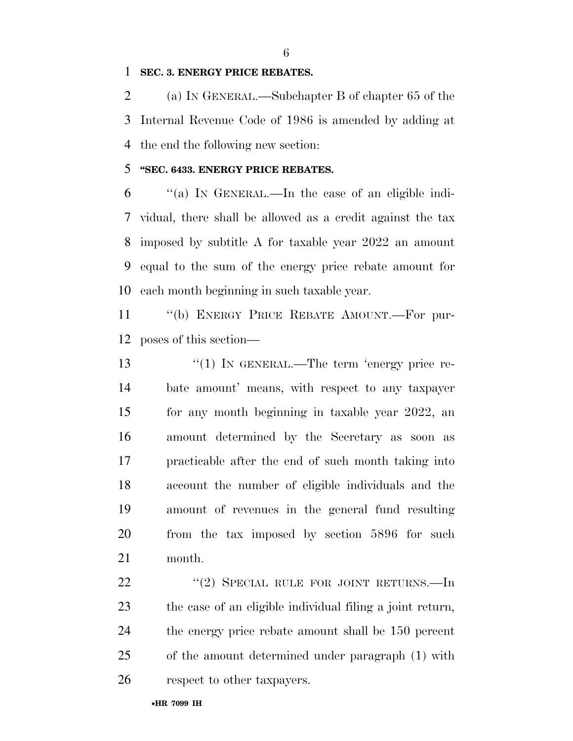**SEC. 3. ENERGY PRICE REBATES.**

(a) IN GENERAL.—Subchapter B of chapter 65 of the Internal Revenue Code of 1986 is amended by adding at the end the following new section:

**"SEC. 6433. ENERGY PRICE REBATES.**

"(a) IN GENERAL.—In the case of an eligible individual, there shall be allowed as a credit against the tax imposed by subtitle A for taxable year 2022 an amount equal to the sum of the energy price rebate amount for each month beginning in such taxable year.

"(b) ENERGY PRICE REBATE AMOUNT.—For purposes of this section—

"(1) IN GENERAL.—The term 'energy price rebate amount' means, with respect to any taxpayer for any month beginning in taxable year 2022, an amount determined by the Secretary as soon as practicable after the end of such month taking into account the number of eligible individuals and the amount of revenues in the general fund resulting from the tax imposed by section 5896 for such month.

"(2) SPECIAL RULE FOR JOINT RETURNS.—In the case of an eligible individual filing a joint return, the energy price rebate amount shall be 150 percent of the amount determined under paragraph (1) with respect to other taxpayers.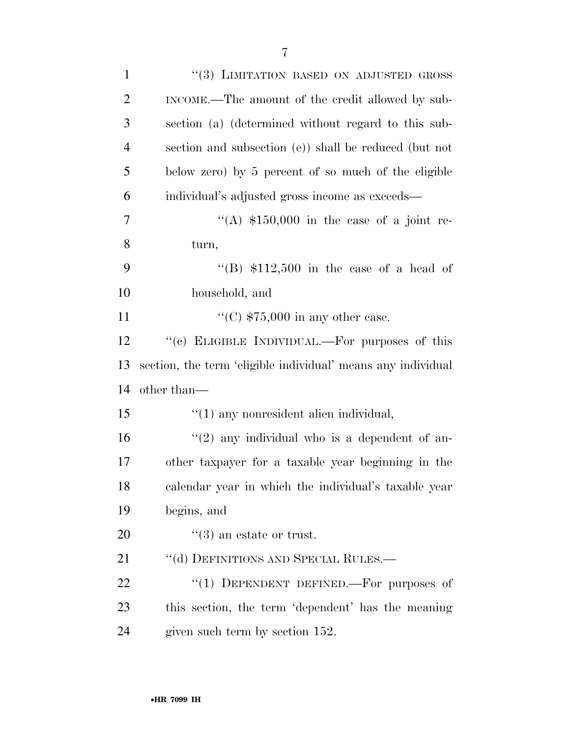"(3) LIMITATION BASED ON ADJUSTED GROSS INCOME.—The amount of the credit allowed by subsection (a) (determined without regard to this subsection and subsection (e)) shall be reduced (but not below zero) by 5 percent of so much of the eligible individual's adjusted gross income as exceeds—

"(A) $150,000 in the case of a joint return,

"(B) $112,500 in the case of a head of household, and

"(C) $75,000 in any other case.

"(c) ELIGIBLE INDIVIDUAL.—For purposes of this section, the term 'eligible individual' means any individual other than—

"(1) any nonresident alien individual,

"(2) any individual who is a dependent of another taxpayer for a taxable year beginning in the calendar year in which the individual's taxable year begins, and

"(3) an estate or trust.

"(d) DEFINITIONS AND SPECIAL RULES.—

"(1) DEPENDENT DEFINED.—For purposes of this section, the term 'dependent' has the meaning given such term by section 152.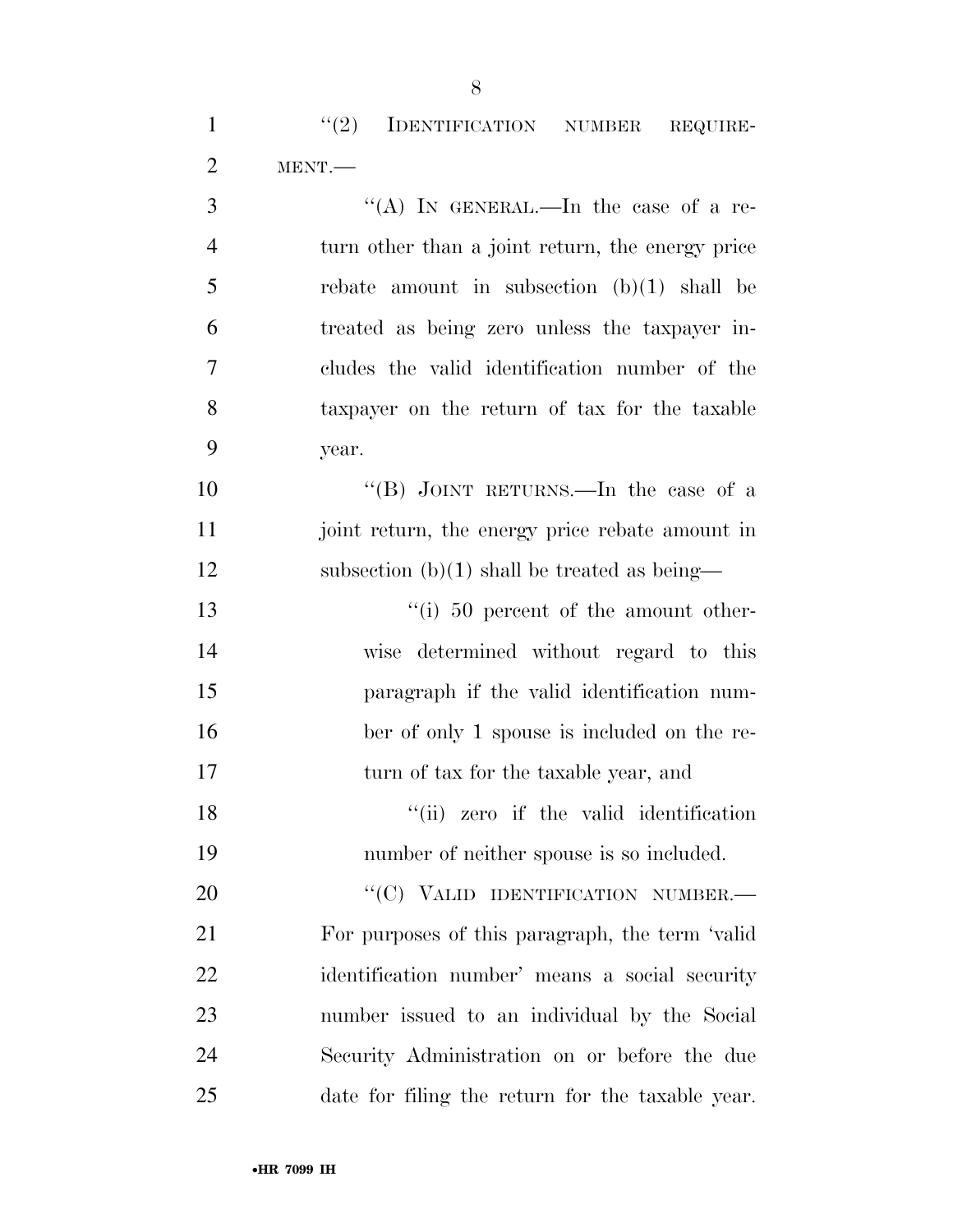"(2) IDENTIFICATION NUMBER REQUIREMENT.—

"(A) IN GENERAL.—In the case of a return other than a joint return, the energy price rebate amount in subsection (b)(1) shall be treated as being zero unless the taxpayer includes the valid identification number of the taxpayer on the return of tax for the taxable year.

"(B) JOINT RETURNS.—In the case of a joint return, the energy price rebate amount in subsection (b)(1) shall be treated as being—

"(i) 50 percent of the amount otherwise determined without regard to this paragraph if the valid identification number of only 1 spouse is included on the return of tax for the taxable year, and

"(ii) zero if the valid identification number of neither spouse is so included.

"(C) VALID IDENTIFICATION NUMBER.—For purposes of this paragraph, the term 'valid identification number' means a social security number issued to an individual by the Social Security Administration on or before the due date for filing the return for the taxable year.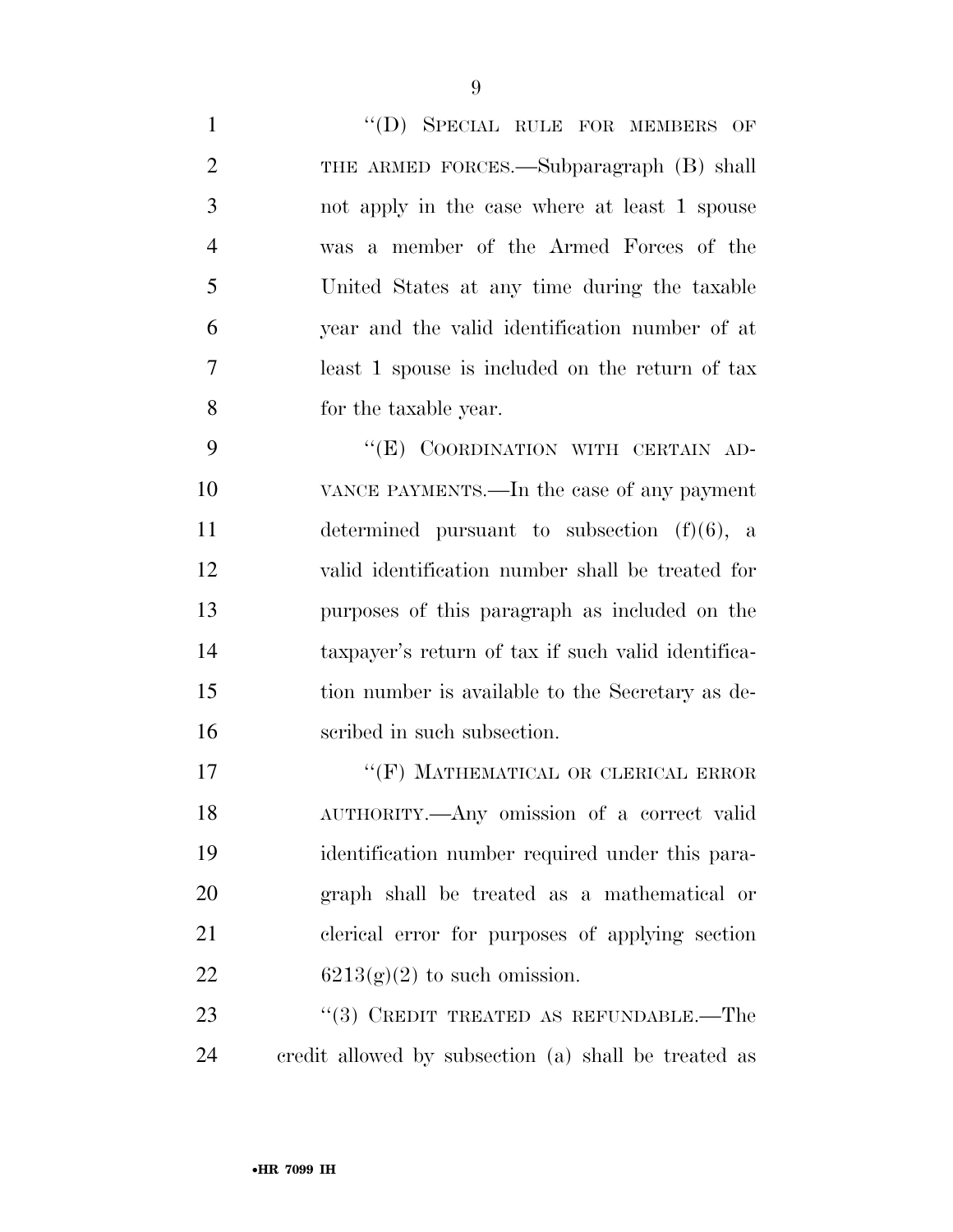"(D) SPECIAL RULE FOR MEMBERS OF THE ARMED FORCES.—Subparagraph (B) shall not apply in the case where at least 1 spouse was a member of the Armed Forces of the United States at any time during the taxable year and the valid identification number of at least 1 spouse is included on the return of tax for the taxable year.

"(E) COORDINATION WITH CERTAIN ADVANCE PAYMENTS.—In the case of any payment determined pursuant to subsection (f)(6), a valid identification number shall be treated for purposes of this paragraph as included on the taxpayer's return of tax if such valid identification number is available to the Secretary as described in such subsection.

"(F) MATHEMATICAL OR CLERICAL ERROR AUTHORITY.—Any omission of a correct valid identification number required under this paragraph shall be treated as a mathematical or clerical error for purposes of applying section 6213(g)(2) to such omission.

"(3) CREDIT TREATED AS REFUNDABLE.—The credit allowed by subsection (a) shall be treated as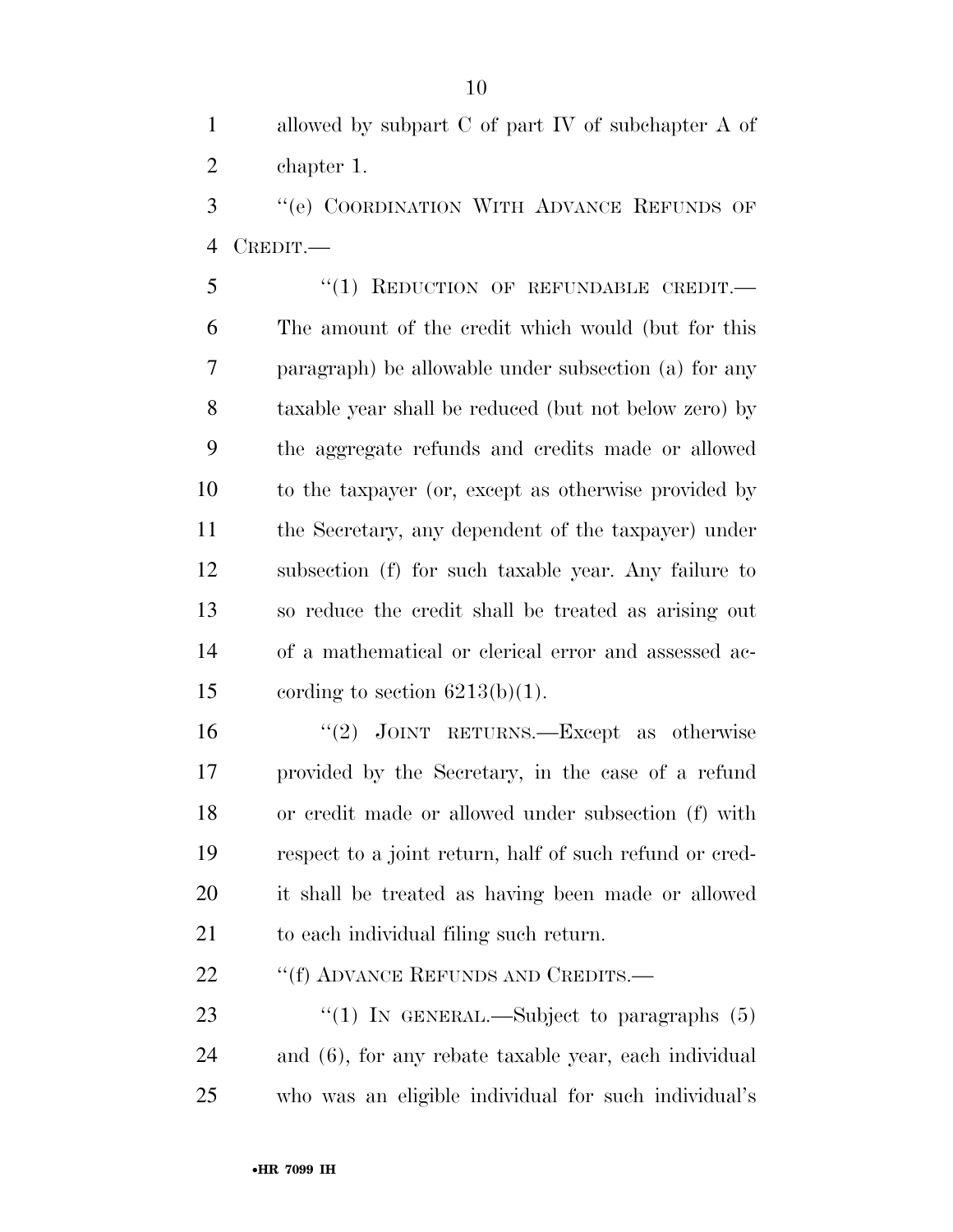allowed by subpart C of part IV of subchapter A of chapter 1.

"(e) COORDINATION WITH ADVANCE REFUNDS OF CREDIT.—

"(1) REDUCTION OF REFUNDABLE CREDIT.—The amount of the credit which would (but for this paragraph) be allowable under subsection (a) for any taxable year shall be reduced (but not below zero) by the aggregate refunds and credits made or allowed to the taxpayer (or, except as otherwise provided by the Secretary, any dependent of the taxpayer) under subsection (f) for such taxable year. Any failure to so reduce the credit shall be treated as arising out of a mathematical or clerical error and assessed according to section 6213(b)(1).

"(2) JOINT RETURNS.—Except as otherwise provided by the Secretary, in the case of a refund or credit made or allowed under subsection (f) with respect to a joint return, half of such refund or credit shall be treated as having been made or allowed to each individual filing such return.

"(f) ADVANCE REFUNDS AND CREDITS.—

"(1) IN GENERAL.—Subject to paragraphs (5) and (6), for any rebate taxable year, each individual who was an eligible individual for such individual's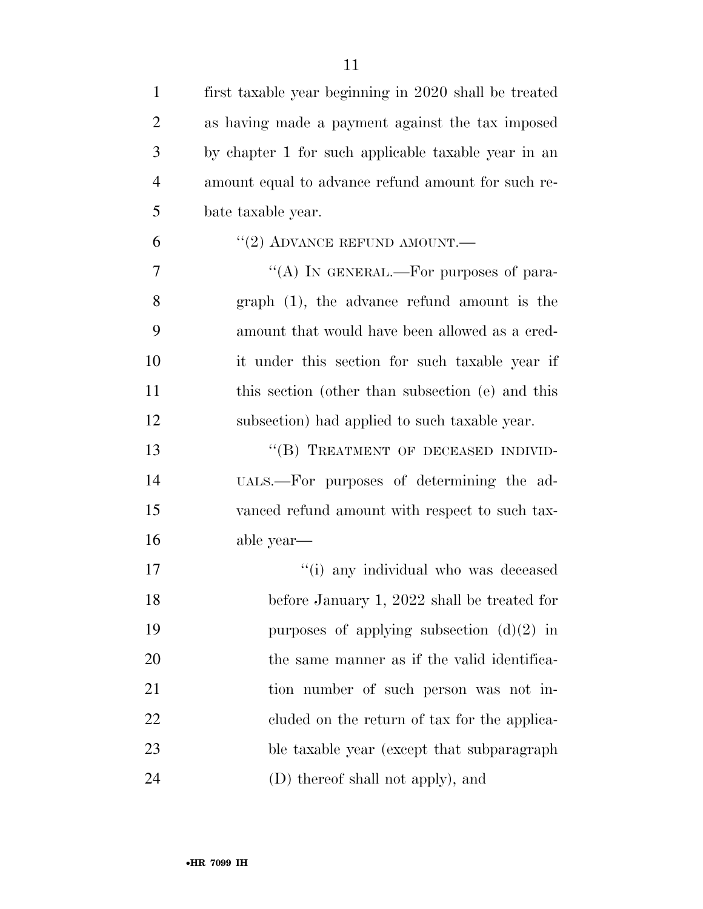first taxable year beginning in 2020 shall be treated as having made a payment against the tax imposed by chapter 1 for such applicable taxable year in an amount equal to advance refund amount for such rebate taxable year.

"(2) ADVANCE REFUND AMOUNT.—

"(A) IN GENERAL.—For purposes of paragraph (1), the advance refund amount is the amount that would have been allowed as a credit under this section for such taxable year if this section (other than subsection (e) and this subsection) had applied to such taxable year.

"(B) TREATMENT OF DECEASED INDIVIDUALS.—For purposes of determining the advanced refund amount with respect to such taxable year—

"(i) any individual who was deceased before January 1, 2022 shall be treated for purposes of applying subsection (d)(2) in the same manner as if the valid identification number of such person was not included on the return of tax for the applicable taxable year (except that subparagraph (D) thereof shall not apply), and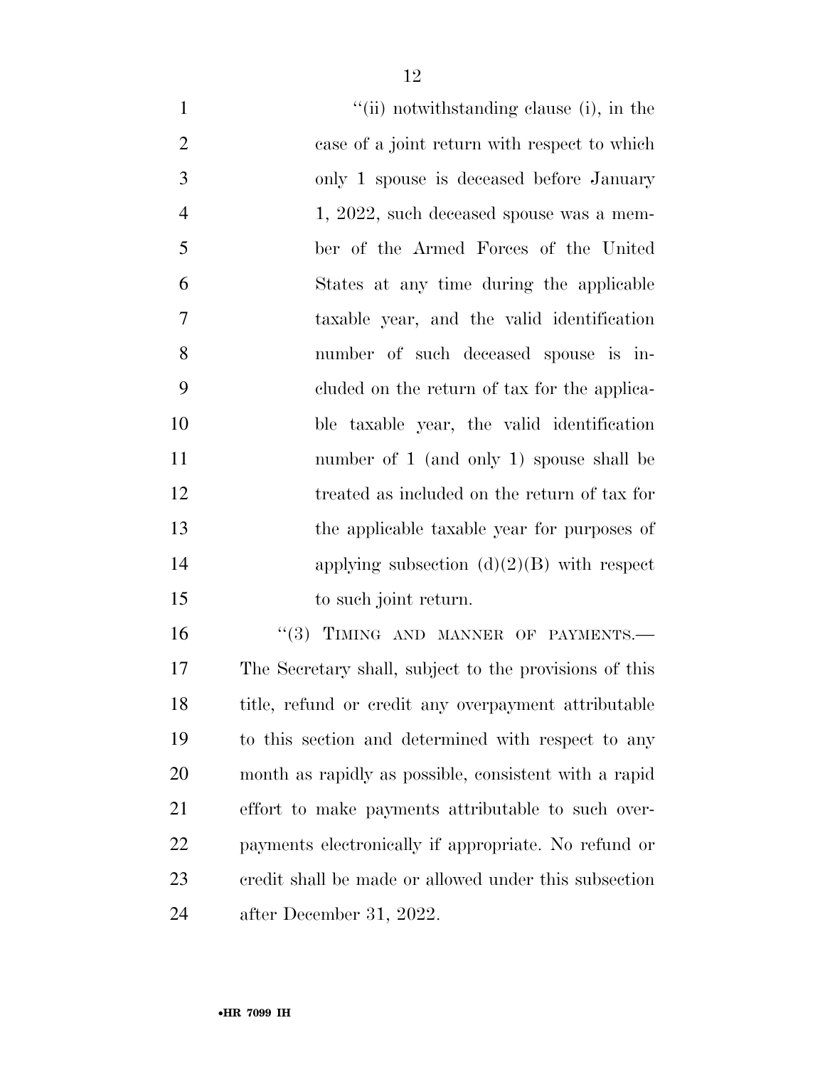"(ii) notwithstanding clause (i), in the case of a joint return with respect to which only 1 spouse is deceased before January 1, 2022, such deceased spouse was a member of the Armed Forces of the United States at any time during the applicable taxable year, and the valid identification number of such deceased spouse is included on the return of tax for the applicable taxable year, the valid identification number of 1 (and only 1) spouse shall be treated as included on the return of tax for the applicable taxable year for purposes of applying subsection (d)(2)(B) with respect to such joint return.

"(3) TIMING AND MANNER OF PAYMENTS.—The Secretary shall, subject to the provisions of this title, refund or credit any overpayment attributable to this section and determined with respect to any month as rapidly as possible, consistent with a rapid effort to make payments attributable to such overpayments electronically if appropriate. No refund or credit shall be made or allowed under this subsection after December 31, 2022.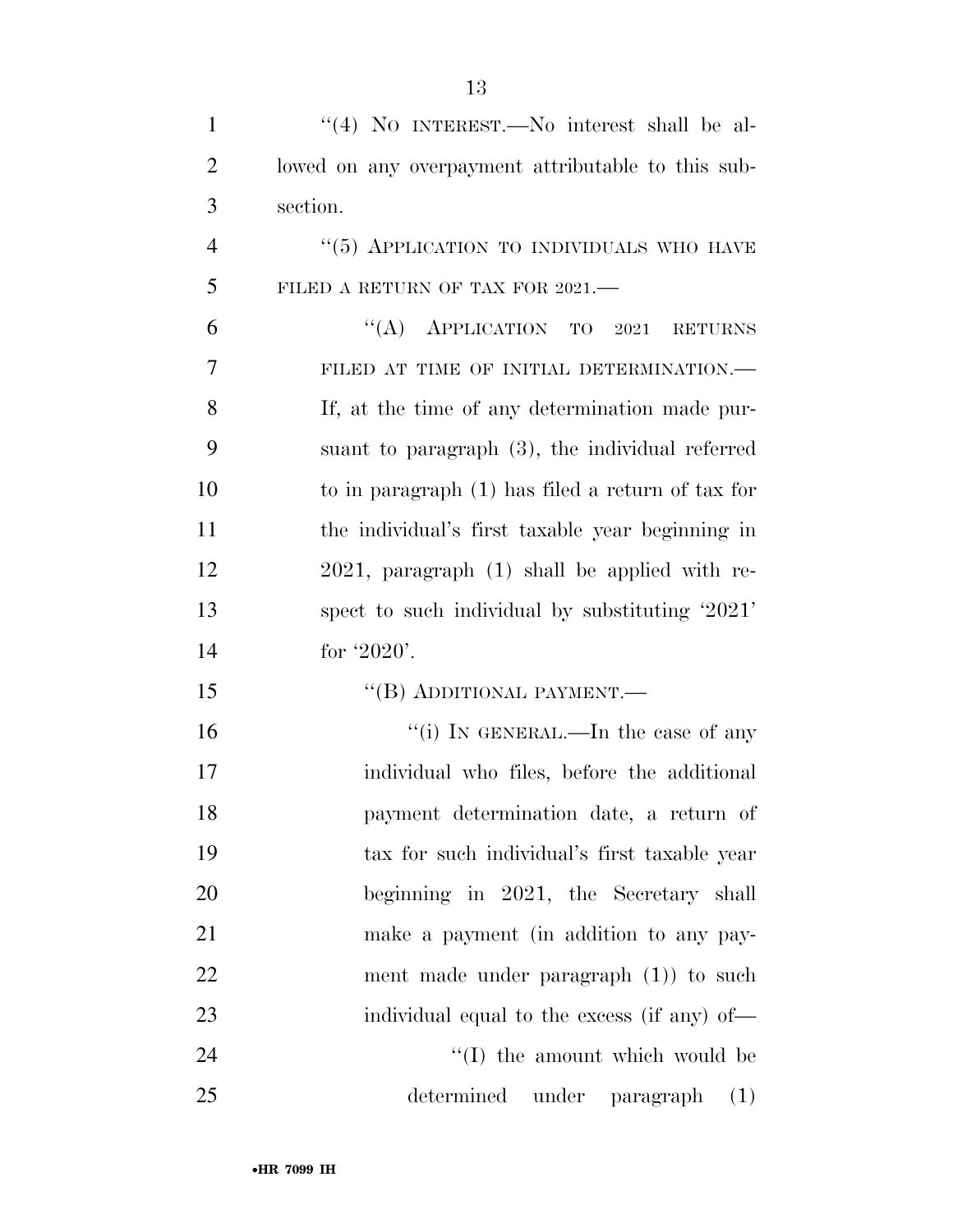"(4) NO INTEREST.—No interest shall be allowed on any overpayment attributable to this subsection.

"(5) APPLICATION TO INDIVIDUALS WHO HAVE FILED A RETURN OF TAX FOR 2021.—

"(A) APPLICATION TO 2021 RETURNS FILED AT TIME OF INITIAL DETERMINATION.—If, at the time of any determination made pursuant to paragraph (3), the individual referred to in paragraph (1) has filed a return of tax for the individual's first taxable year beginning in 2021, paragraph (1) shall be applied with respect to such individual by substituting '2021' for '2020'.

"(B) ADDITIONAL PAYMENT.—

"(i) IN GENERAL.—In the case of any individual who files, before the additional payment determination date, a return of tax for such individual's first taxable year beginning in 2021, the Secretary shall make a payment (in addition to any payment made under paragraph (1)) to such individual equal to the excess (if any) of—

"(I) the amount which would be determined under paragraph (1)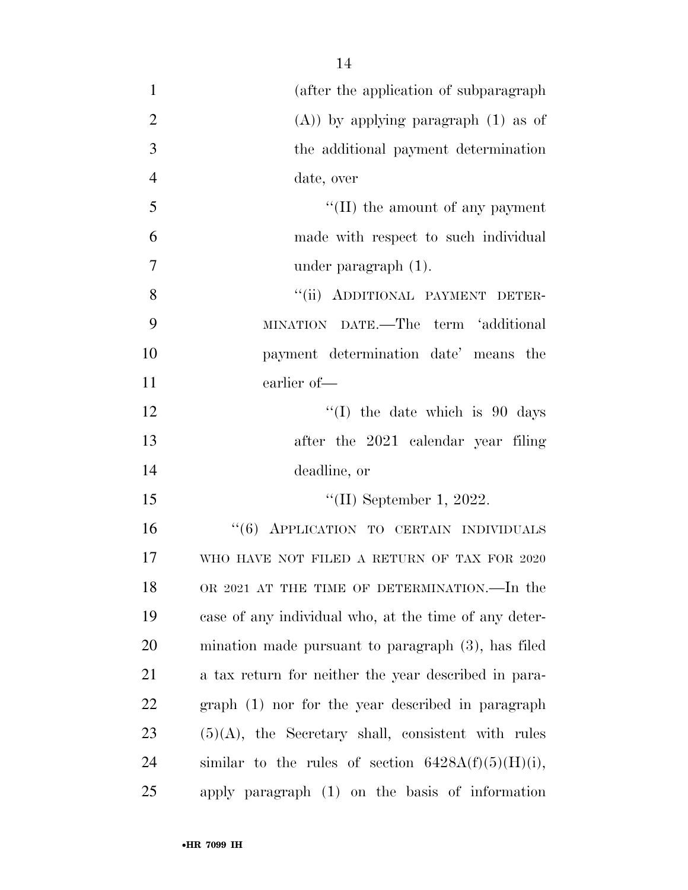(after the application of subparagraph (A)) by applying paragraph (1) as of the additional payment determination date, over

''(II) the amount of any payment made with respect to such individual under paragraph (1).

''(ii) ADDITIONAL PAYMENT DETERMINATION DATE.—The term 'additional payment determination date' means the earlier of—

''(I) the date which is 90 days after the 2021 calendar year filing deadline, or

''(II) September 1, 2022.

''(6) APPLICATION TO CERTAIN INDIVIDUALS WHO HAVE NOT FILED A RETURN OF TAX FOR 2020 OR 2021 AT THE TIME OF DETERMINATION.—In the case of any individual who, at the time of any determination made pursuant to paragraph (3), has filed a tax return for neither the year described in paragraph (1) nor for the year described in paragraph (5)(A), the Secretary shall, consistent with rules similar to the rules of section 6428A(f)(5)(H)(i), apply paragraph (1) on the basis of information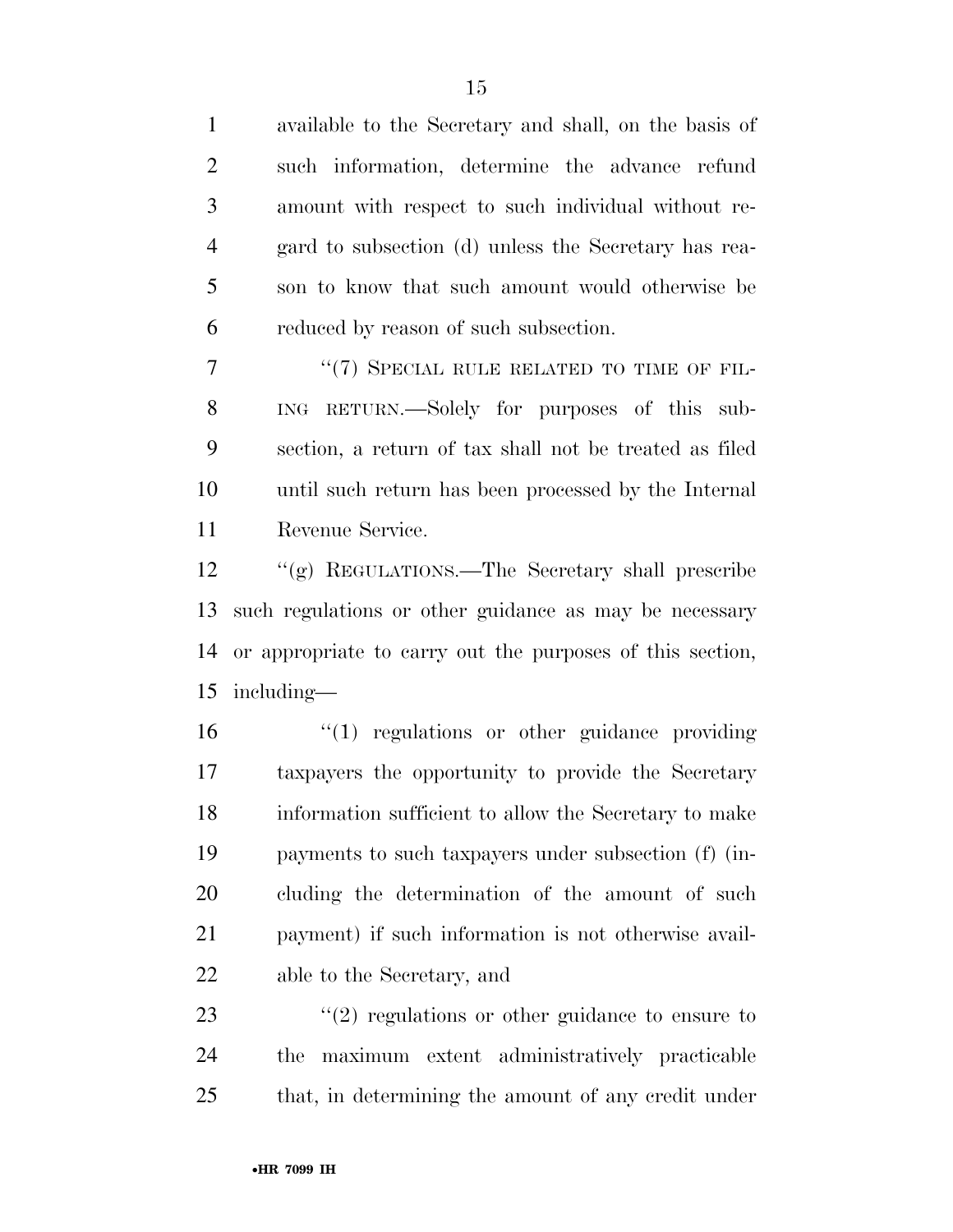available to the Secretary and shall, on the basis of such information, determine the advance refund amount with respect to such individual without regard to subsection (d) unless the Secretary has reason to know that such amount would otherwise be reduced by reason of such subsection.

"(7) SPECIAL RULE RELATED TO TIME OF FILING RETURN.—Solely for purposes of this subsection, a return of tax shall not be treated as filed until such return has been processed by the Internal Revenue Service.

"(g) REGULATIONS.—The Secretary shall prescribe such regulations or other guidance as may be necessary or appropriate to carry out the purposes of this section, including—

"(1) regulations or other guidance providing taxpayers the opportunity to provide the Secretary information sufficient to allow the Secretary to make payments to such taxpayers under subsection (f) (including the determination of the amount of such payment) if such information is not otherwise available to the Secretary, and

"(2) regulations or other guidance to ensure to the maximum extent administratively practicable that, in determining the amount of any credit under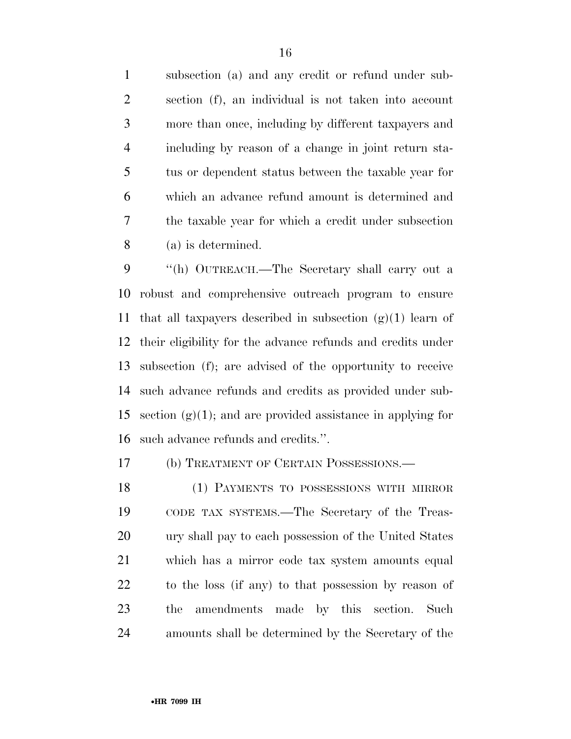subsection (a) and any credit or refund under subsection (f), an individual is not taken into account more than once, including by different taxpayers and including by reason of a change in joint return status or dependent status between the taxable year for which an advance refund amount is determined and the taxable year for which a credit under subsection (a) is determined.

"(h) OUTREACH.—The Secretary shall carry out a robust and comprehensive outreach program to ensure that all taxpayers described in subsection (g)(1) learn of their eligibility for the advance refunds and credits under subsection (f); are advised of the opportunity to receive such advance refunds and credits as provided under subsection (g)(1); and are provided assistance in applying for such advance refunds and credits.".

(b) TREATMENT OF CERTAIN POSSESSIONS.—

(1) PAYMENTS TO POSSESSIONS WITH MIRROR CODE TAX SYSTEMS.—The Secretary of the Treasury shall pay to each possession of the United States which has a mirror code tax system amounts equal to the loss (if any) to that possession by reason of the amendments made by this section. Such amounts shall be determined by the Secretary of the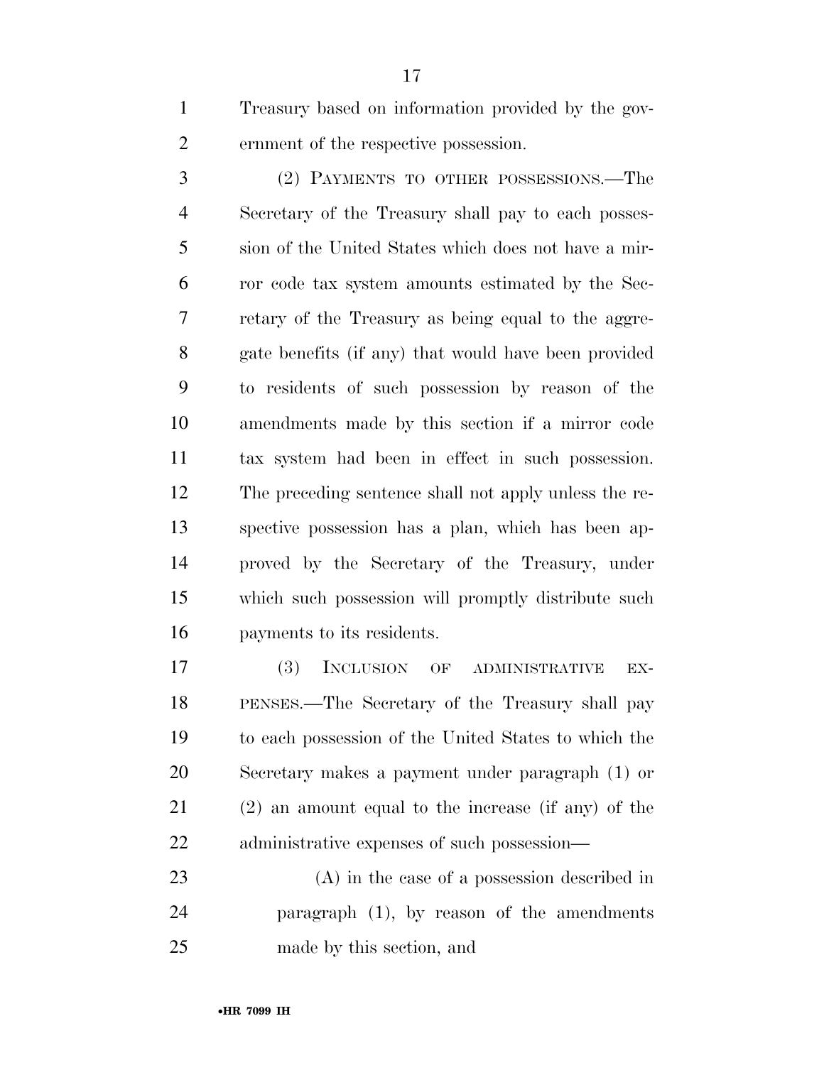Treasury based on information provided by the government of the respective possession.

(2) PAYMENTS TO OTHER POSSESSIONS.—The Secretary of the Treasury shall pay to each possession of the United States which does not have a mirror code tax system amounts estimated by the Secretary of the Treasury as being equal to the aggregate benefits (if any) that would have been provided to residents of such possession by reason of the amendments made by this section if a mirror code tax system had been in effect in such possession. The preceding sentence shall not apply unless the respective possession has a plan, which has been approved by the Secretary of the Treasury, under which such possession will promptly distribute such payments to its residents.

(3) INCLUSION OF ADMINISTRATIVE EXPENSES.—The Secretary of the Treasury shall pay to each possession of the United States to which the Secretary makes a payment under paragraph (1) or (2) an amount equal to the increase (if any) of the administrative expenses of such possession—

(A) in the case of a possession described in paragraph (1), by reason of the amendments made by this section, and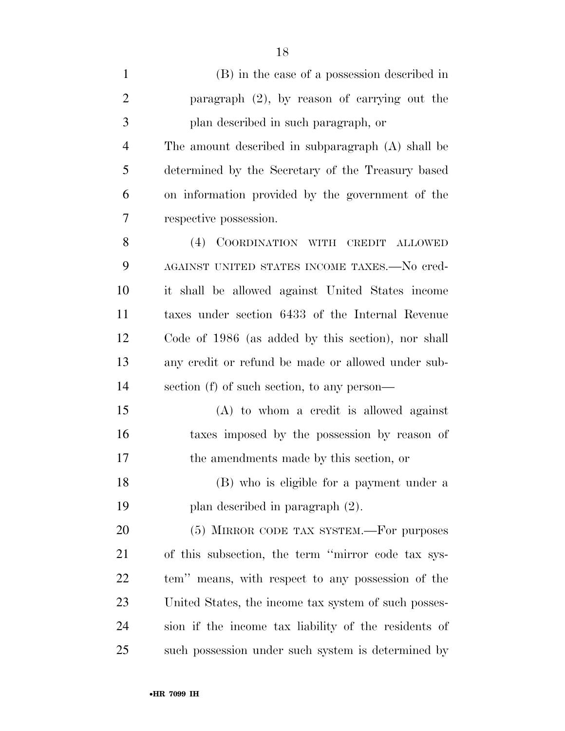(B) in the case of a possession described in paragraph (2), by reason of carrying out the plan described in such paragraph, or

The amount described in subparagraph (A) shall be determined by the Secretary of the Treasury based on information provided by the government of the respective possession.

(4) COORDINATION WITH CREDIT ALLOWED AGAINST UNITED STATES INCOME TAXES.—No credit shall be allowed against United States income taxes under section 6433 of the Internal Revenue Code of 1986 (as added by this section), nor shall any credit or refund be made or allowed under subsection (f) of such section, to any person—

(A) to whom a credit is allowed against taxes imposed by the possession by reason of the amendments made by this section, or

(B) who is eligible for a payment under a plan described in paragraph (2).

(5) MIRROR CODE TAX SYSTEM.—For purposes of this subsection, the term ''mirror code tax system'' means, with respect to any possession of the United States, the income tax system of such possession if the income tax liability of the residents of such possession under such system is determined by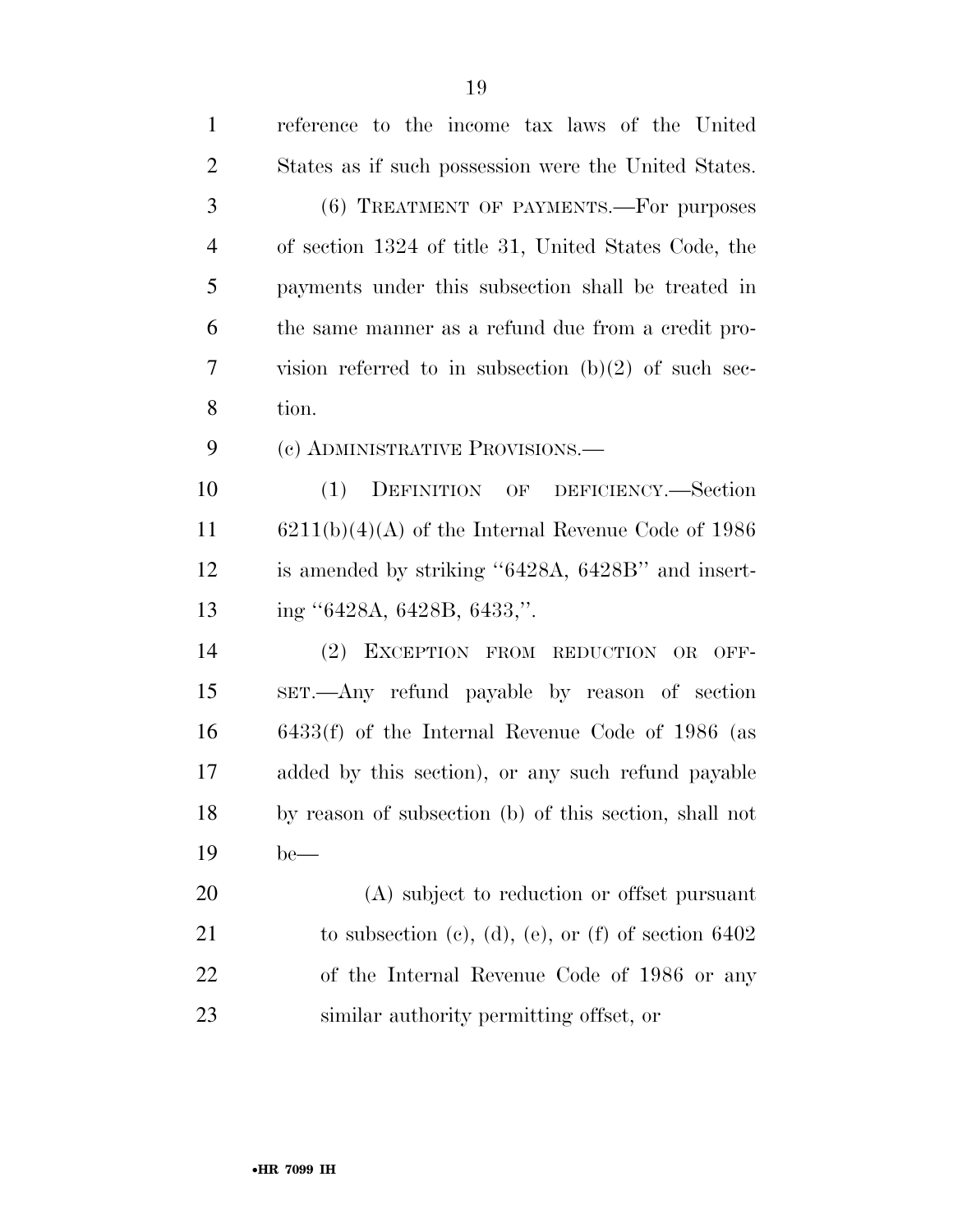reference to the income tax laws of the United States as if such possession were the United States.

(6) TREATMENT OF PAYMENTS.—For purposes of section 1324 of title 31, United States Code, the payments under this subsection shall be treated in the same manner as a refund due from a credit provision referred to in subsection (b)(2) of such section.

(c) ADMINISTRATIVE PROVISIONS.—

(1) DEFINITION OF DEFICIENCY.—Section 6211(b)(4)(A) of the Internal Revenue Code of 1986 is amended by striking ''6428A, 6428B'' and inserting ''6428A, 6428B, 6433,''.

(2) EXCEPTION FROM REDUCTION OR OFFSET.—Any refund payable by reason of section 6433(f) of the Internal Revenue Code of 1986 (as added by this section), or any such refund payable by reason of subsection (b) of this section, shall not be—

(A) subject to reduction or offset pursuant to subsection (c), (d), (e), or (f) of section 6402 of the Internal Revenue Code of 1986 or any similar authority permitting offset, or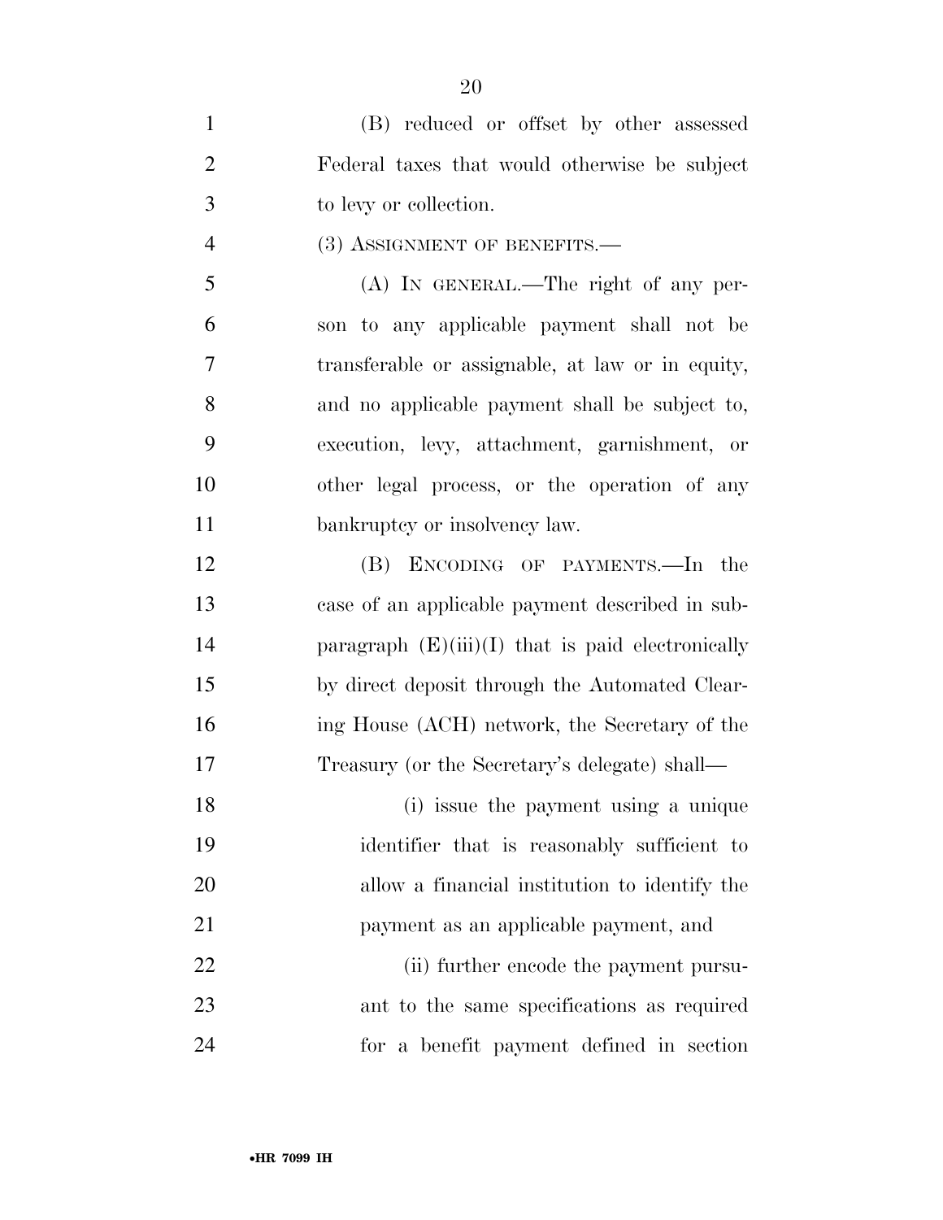(B) reduced or offset by other assessed Federal taxes that would otherwise be subject to levy or collection.

(3) ASSIGNMENT OF BENEFITS.—

(A) IN GENERAL.—The right of any person to any applicable payment shall not be transferable or assignable, at law or in equity, and no applicable payment shall be subject to, execution, levy, attachment, garnishment, or other legal process, or the operation of any bankruptcy or insolvency law.

(B) ENCODING OF PAYMENTS.—In the case of an applicable payment described in subparagraph (E)(iii)(I) that is paid electronically by direct deposit through the Automated Clearing House (ACH) network, the Secretary of the Treasury (or the Secretary's delegate) shall—

(i) issue the payment using a unique identifier that is reasonably sufficient to allow a financial institution to identify the payment as an applicable payment, and

(ii) further encode the payment pursuant to the same specifications as required for a benefit payment defined in section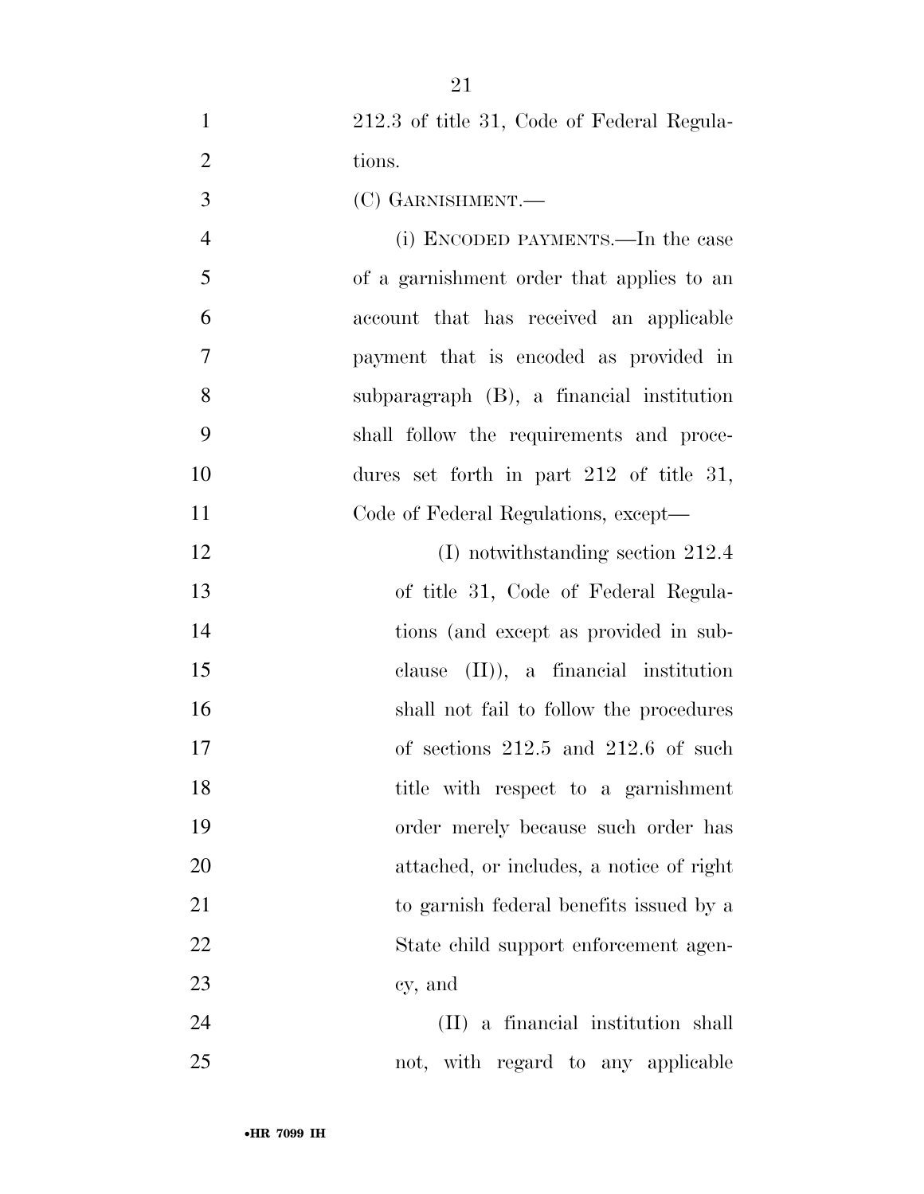212.3 of title 31, Code of Federal Regulations.

(C) GARNISHMENT.—

(i) ENCODED PAYMENTS.—In the case of a garnishment order that applies to an account that has received an applicable payment that is encoded as provided in subparagraph (B), a financial institution shall follow the requirements and procedures set forth in part 212 of title 31, Code of Federal Regulations, except—

(I) notwithstanding section 212.4 of title 31, Code of Federal Regulations (and except as provided in subclause (II)), a financial institution shall not fail to follow the procedures of sections 212.5 and 212.6 of such title with respect to a garnishment order merely because such order has attached, or includes, a notice of right to garnish federal benefits issued by a State child support enforcement agency, and

(II) a financial institution shall not, with regard to any applicable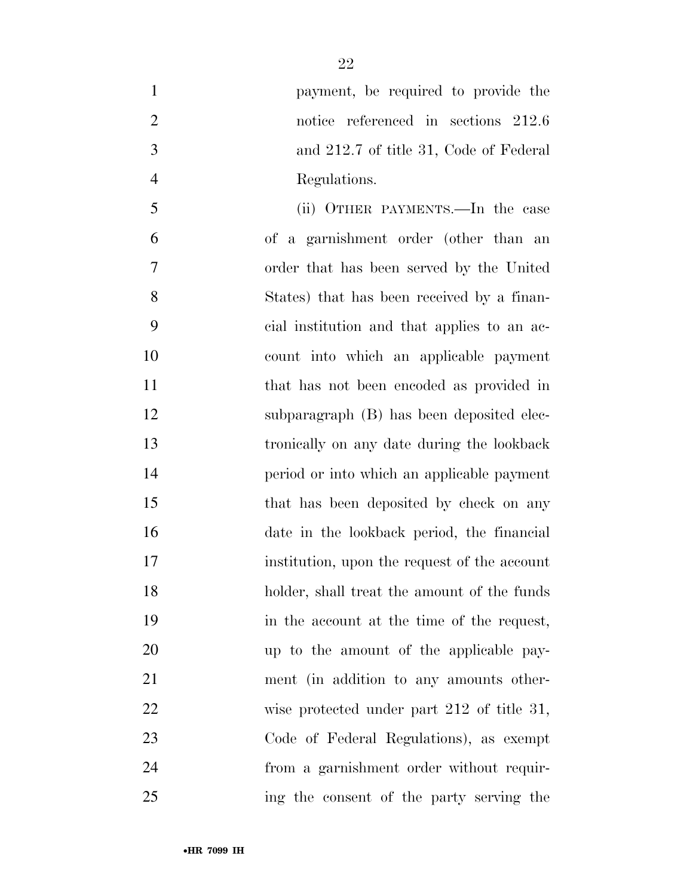payment, be required to provide the notice referenced in sections 212.6 and 212.7 of title 31, Code of Federal Regulations.

(ii) OTHER PAYMENTS.—In the case of a garnishment order (other than an order that has been served by the United States) that has been received by a financial institution and that applies to an account into which an applicable payment that has not been encoded as provided in subparagraph (B) has been deposited electronically on any date during the lookback period or into which an applicable payment that has been deposited by check on any date in the lookback period, the financial institution, upon the request of the account holder, shall treat the amount of the funds in the account at the time of the request, up to the amount of the applicable payment (in addition to any amounts otherwise protected under part 212 of title 31, Code of Federal Regulations), as exempt from a garnishment order without requiring the consent of the party serving the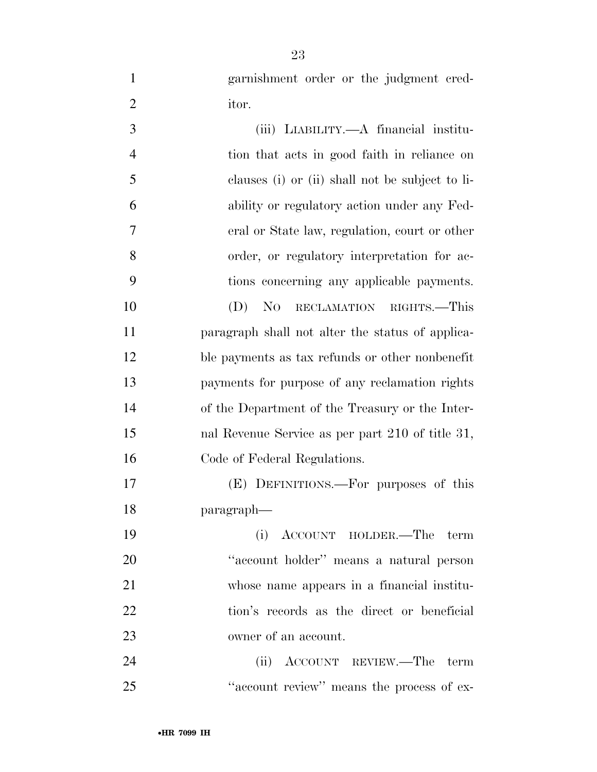garnishment order or the judgment creditor.

(iii) LIABILITY.—A financial institution that acts in good faith in reliance on clauses (i) or (ii) shall not be subject to liability or regulatory action under any Federal or State law, regulation, court or other order, or regulatory interpretation for actions concerning any applicable payments.

(D) NO RECLAMATION RIGHTS.—This paragraph shall not alter the status of applicable payments as tax refunds or other nonbenefit payments for purpose of any reclamation rights of the Department of the Treasury or the Internal Revenue Service as per part 210 of title 31, Code of Federal Regulations.

(E) DEFINITIONS.—For purposes of this paragraph—

(i) ACCOUNT HOLDER.—The term ''account holder'' means a natural person whose name appears in a financial institution's records as the direct or beneficial owner of an account.

(ii) ACCOUNT REVIEW.—The term ''account review'' means the process of ex-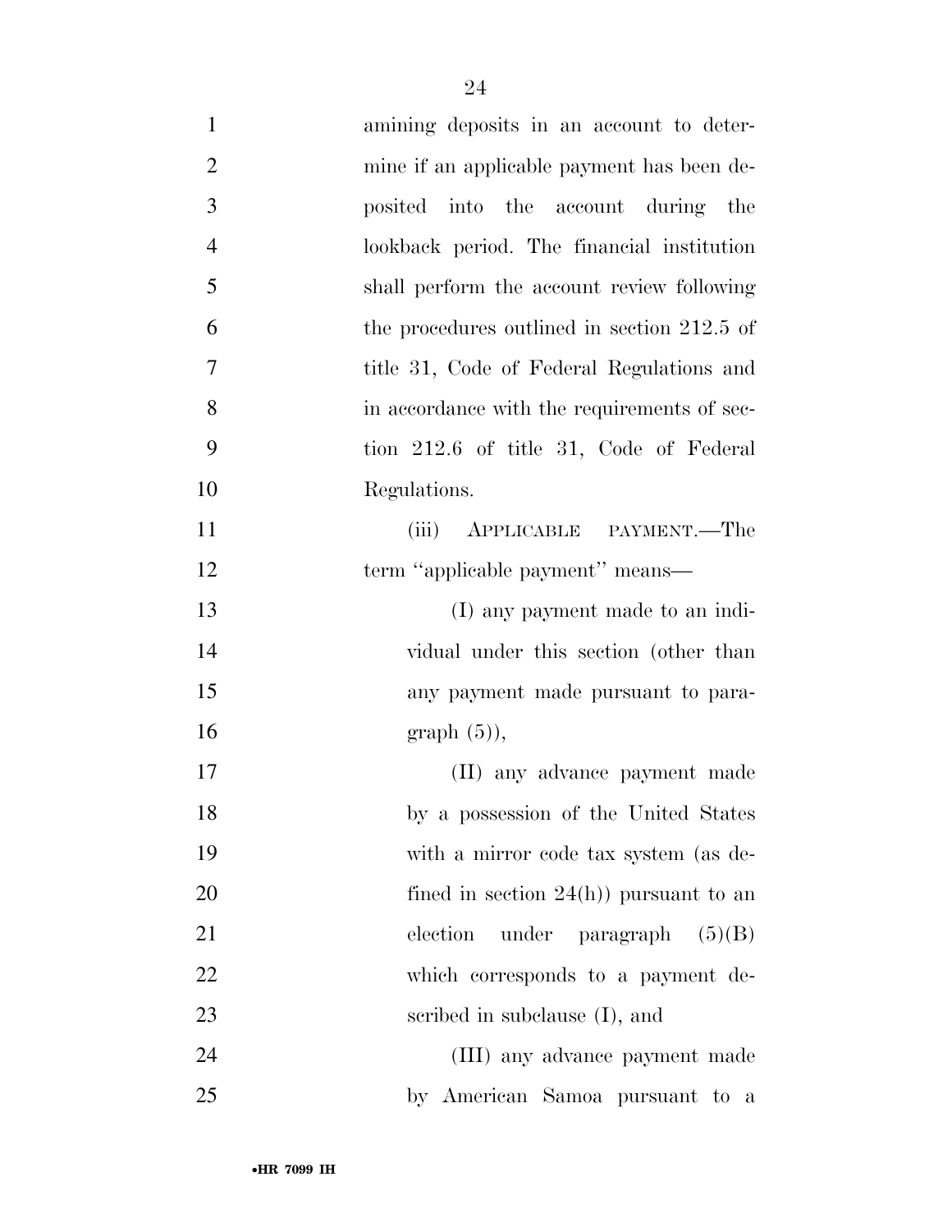amining deposits in an account to determine if an applicable payment has been deposited into the account during the lookback period. The financial institution shall perform the account review following the procedures outlined in section 212.5 of title 31, Code of Federal Regulations and in accordance with the requirements of section 212.6 of title 31, Code of Federal Regulations.

(iii) APPLICABLE PAYMENT.—The term ''applicable payment'' means—

(I) any payment made to an individual under this section (other than any payment made pursuant to paragraph (5)),

(II) any advance payment made by a possession of the United States with a mirror code tax system (as defined in section 24(h)) pursuant to an election under paragraph (5)(B) which corresponds to a payment described in subclause (I), and

(III) any advance payment made by American Samoa pursuant to a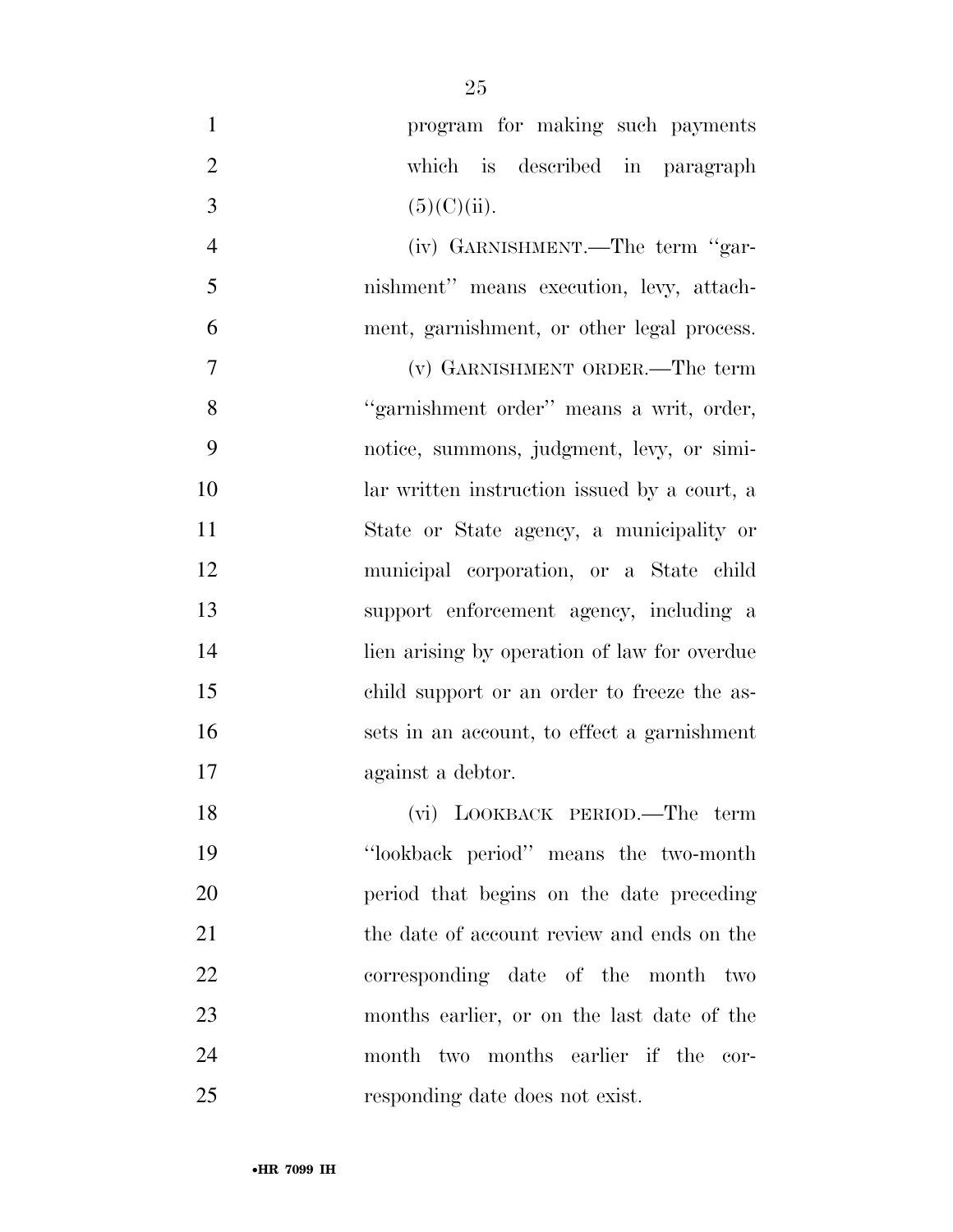program for making such payments which is described in paragraph (5)(C)(ii).

(iv) GARNISHMENT.—The term ''garnishment'' means execution, levy, attachment, garnishment, or other legal process.

(v) GARNISHMENT ORDER.—The term ''garnishment order'' means a writ, order, notice, summons, judgment, levy, or similar written instruction issued by a court, a State or State agency, a municipality or municipal corporation, or a State child support enforcement agency, including a lien arising by operation of law for overdue child support or an order to freeze the assets in an account, to effect a garnishment against a debtor.

(vi) LOOKBACK PERIOD.—The term ''lookback period'' means the two-month period that begins on the date preceding the date of account review and ends on the corresponding date of the month two months earlier, or on the last date of the month two months earlier if the corresponding date does not exist.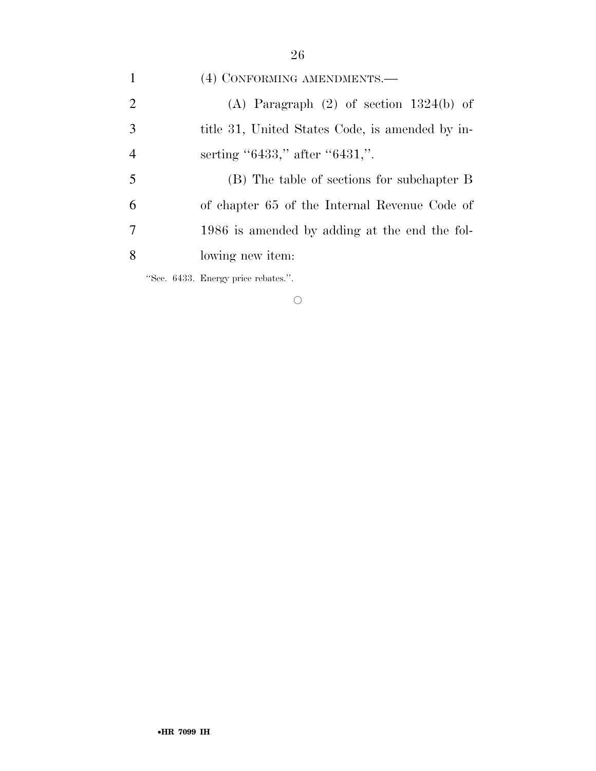(4) CONFORMING AMENDMENTS.—

(A) Paragraph (2) of section 1324(b) of title 31, United States Code, is amended by inserting ''6433,'' after ''6431,''.

(B) The table of sections for subchapter B of chapter 65 of the Internal Revenue Code of 1986 is amended by adding at the end the following new item:

''Sec. 6433. Energy price rebates.''.

○